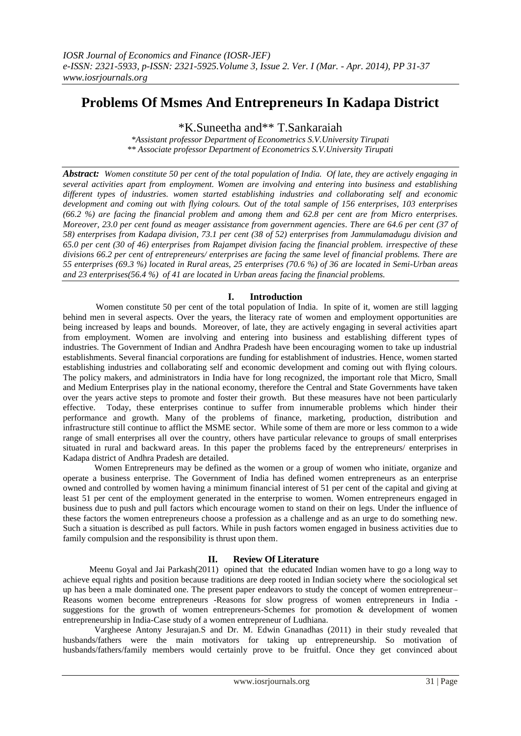# Problems Of Msmes And Entrepreneurs In Kadapa District

*K.Suneetha and** T.Sankaraiah

*\*Assistant professor Department of Econometrics S.V.University Tirupati*
*\*\* Associate professor Department of Econometrics S.V.University Tirupati*

***Abstract:*** *Women constitute 50 per cent of the total population of India. Of late, they are actively engaging in several activities apart from employment. Women are involving and entering into business and establishing different types of industries. women started establishing industries and collaborating self and economic development and coming out with flying colours. Out of the total sample of 156 enterprises, 103 enterprises (66.2 %) are facing the financial problem and among them and 62.8 per cent are from Micro enterprises. Moreover, 23.0 per cent found as meager assistance from government agencies. There are 64.6 per cent (37 of 58) enterprises from Kadapa division, 73.1 per cent (38 of 52) enterprises from Jammulamadugu division and 65.0 per cent (30 of 46) enterprises from Rajampet division facing the financial problem. irrespective of these divisions 66.2 per cent of entrepreneurs/ enterprises are facing the same level of financial problems. There are 55 enterprises (69.3 %) located in Rural areas, 25 enterprises (70.6 %) of 36 are located in Semi-Urban areas and 23 enterprises(56.4 %) of 41 are located in Urban areas facing the financial problems.*

## I. Introduction

Women constitute 50 per cent of the total population of India. In spite of it, women are still lagging behind men in several aspects. Over the years, the literacy rate of women and employment opportunities are being increased by leaps and bounds. Moreover, of late, they are actively engaging in several activities apart from employment. Women are involving and entering into business and establishing different types of industries. The Government of Indian and Andhra Pradesh have been encouraging women to take up industrial establishments. Several financial corporations are funding for establishment of industries. Hence, women started establishing industries and collaborating self and economic development and coming out with flying colours. The policy makers, and administrators in India have for long recognized, the important role that Micro, Small and Medium Enterprises play in the national economy, therefore the Central and State Governments have taken over the years active steps to promote and foster their growth. But these measures have not been particularly effective. Today, these enterprises continue to suffer from innumerable problems which hinder their performance and growth. Many of the problems of finance, marketing, production, distribution and infrastructure still continue to afflict the MSME sector. While some of them are more or less common to a wide range of small enterprises all over the country, others have particular relevance to groups of small enterprises situated in rural and backward areas. In this paper the problems faced by the entrepreneurs/ enterprises in Kadapa district of Andhra Pradesh are detailed.

Women Entrepreneurs may be defined as the women or a group of women who initiate, organize and operate a business enterprise. The Government of India has defined women entrepreneurs as an enterprise owned and controlled by women having a minimum financial interest of 51 per cent of the capital and giving at least 51 per cent of the employment generated in the enterprise to women. Women entrepreneurs engaged in business due to push and pull factors which encourage women to stand on their on legs. Under the influence of these factors the women entrepreneurs choose a profession as a challenge and as an urge to do something new. Such a situation is described as pull factors. While in push factors women engaged in business activities due to family compulsion and the responsibility is thrust upon them.

## II. Review Of Literature

Meenu Goyal and Jai Parkash(2011) opined that the educated Indian women have to go a long way to achieve equal rights and position because traditions are deep rooted in Indian society where the sociological set up has been a male dominated one. The present paper endeavors to study the concept of women entrepreneur– Reasons women become entrepreneurs -Reasons for slow progress of women entrepreneurs in India - suggestions for the growth of women entrepreneurs-Schemes for promotion & development of women entrepreneurship in India-Case study of a women entrepreneur of Ludhiana.

Vargheese Antony Jesurajan.S and Dr. M. Edwin Gnanadhas (2011) in their study revealed that husbands/fathers were the main motivators for taking up entrepreneurship. So motivation of husbands/fathers/family members would certainly prove to be fruitful. Once they get convinced about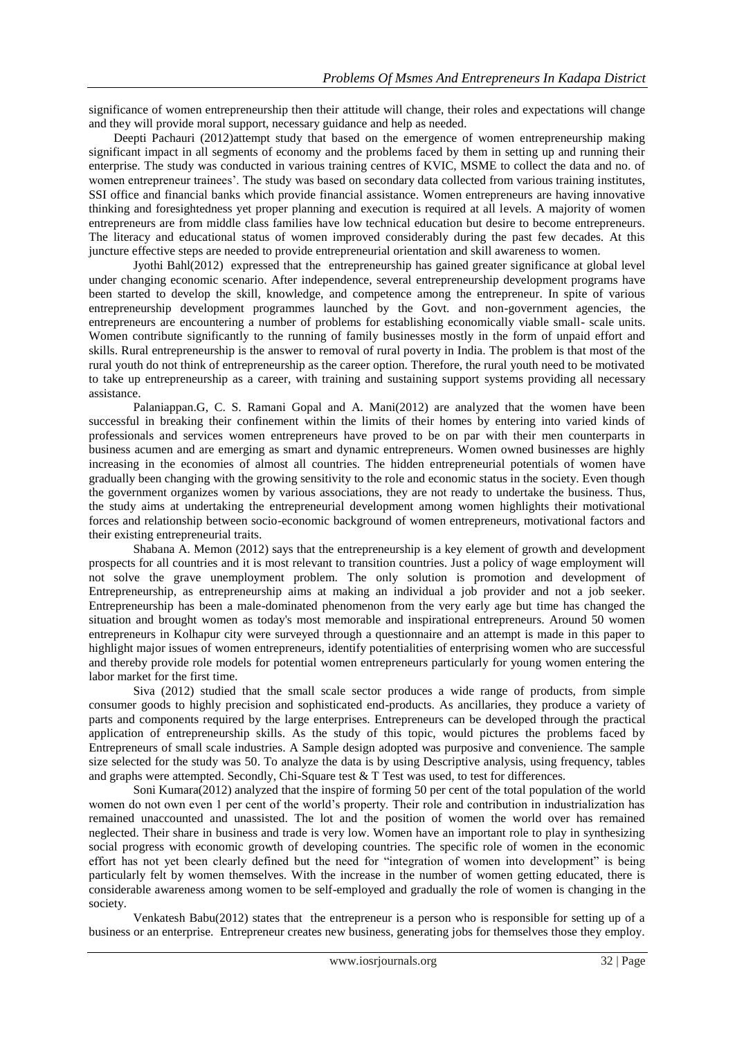significance of women entrepreneurship then their attitude will change, their roles and expectations will change and they will provide moral support, necessary guidance and help as needed.

Deepti Pachauri (2012)attempt study that based on the emergence of women entrepreneurship making significant impact in all segments of economy and the problems faced by them in setting up and running their enterprise. The study was conducted in various training centres of KVIC, MSME to collect the data and no. of women entrepreneur trainees'. The study was based on secondary data collected from various training institutes, SSI office and financial banks which provide financial assistance. Women entrepreneurs are having innovative thinking and foresightedness yet proper planning and execution is required at all levels. A majority of women entrepreneurs are from middle class families have low technical education but desire to become entrepreneurs. The literacy and educational status of women improved considerably during the past few decades. At this juncture effective steps are needed to provide entrepreneurial orientation and skill awareness to women.

Jyothi Bahl(2012) expressed that the entrepreneurship has gained greater significance at global level under changing economic scenario. After independence, several entrepreneurship development programs have been started to develop the skill, knowledge, and competence among the entrepreneur. In spite of various entrepreneurship development programmes launched by the Govt. and non-government agencies, the entrepreneurs are encountering a number of problems for establishing economically viable small- scale units. Women contribute significantly to the running of family businesses mostly in the form of unpaid effort and skills. Rural entrepreneurship is the answer to removal of rural poverty in India. The problem is that most of the rural youth do not think of entrepreneurship as the career option. Therefore, the rural youth need to be motivated to take up entrepreneurship as a career, with training and sustaining support systems providing all necessary assistance.

Palaniappan.G, C. S. Ramani Gopal and A. Mani(2012) are analyzed that the women have been successful in breaking their confinement within the limits of their homes by entering into varied kinds of professionals and services women entrepreneurs have proved to be on par with their men counterparts in business acumen and are emerging as smart and dynamic entrepreneurs. Women owned businesses are highly increasing in the economies of almost all countries. The hidden entrepreneurial potentials of women have gradually been changing with the growing sensitivity to the role and economic status in the society. Even though the government organizes women by various associations, they are not ready to undertake the business. Thus, the study aims at undertaking the entrepreneurial development among women highlights their motivational forces and relationship between socio-economic background of women entrepreneurs, motivational factors and their existing entrepreneurial traits.

Shabana A. Memon (2012) says that the entrepreneurship is a key element of growth and development prospects for all countries and it is most relevant to transition countries. Just a policy of wage employment will not solve the grave unemployment problem. The only solution is promotion and development of Entrepreneurship, as entrepreneurship aims at making an individual a job provider and not a job seeker. Entrepreneurship has been a male-dominated phenomenon from the very early age but time has changed the situation and brought women as today's most memorable and inspirational entrepreneurs. Around 50 women entrepreneurs in Kolhapur city were surveyed through a questionnaire and an attempt is made in this paper to highlight major issues of women entrepreneurs, identify potentialities of enterprising women who are successful and thereby provide role models for potential women entrepreneurs particularly for young women entering the labor market for the first time.

Siva (2012) studied that the small scale sector produces a wide range of products, from simple consumer goods to highly precision and sophisticated end-products. As ancillaries, they produce a variety of parts and components required by the large enterprises. Entrepreneurs can be developed through the practical application of entrepreneurship skills. As the study of this topic, would pictures the problems faced by Entrepreneurs of small scale industries. A Sample design adopted was purposive and convenience. The sample size selected for the study was 50. To analyze the data is by using Descriptive analysis, using frequency, tables and graphs were attempted. Secondly, Chi-Square test & T Test was used, to test for differences.

Soni Kumara(2012) analyzed that the inspire of forming 50 per cent of the total population of the world women do not own even 1 per cent of the world's property. Their role and contribution in industrialization has remained unaccounted and unassisted. The lot and the position of women the world over has remained neglected. Their share in business and trade is very low. Women have an important role to play in synthesizing social progress with economic growth of developing countries. The specific role of women in the economic effort has not yet been clearly defined but the need for "integration of women into development" is being particularly felt by women themselves. With the increase in the number of women getting educated, there is considerable awareness among women to be self-employed and gradually the role of women is changing in the society.

Venkatesh Babu(2012) states that the entrepreneur is a person who is responsible for setting up of a business or an enterprise. Entrepreneur creates new business, generating jobs for themselves those they employ.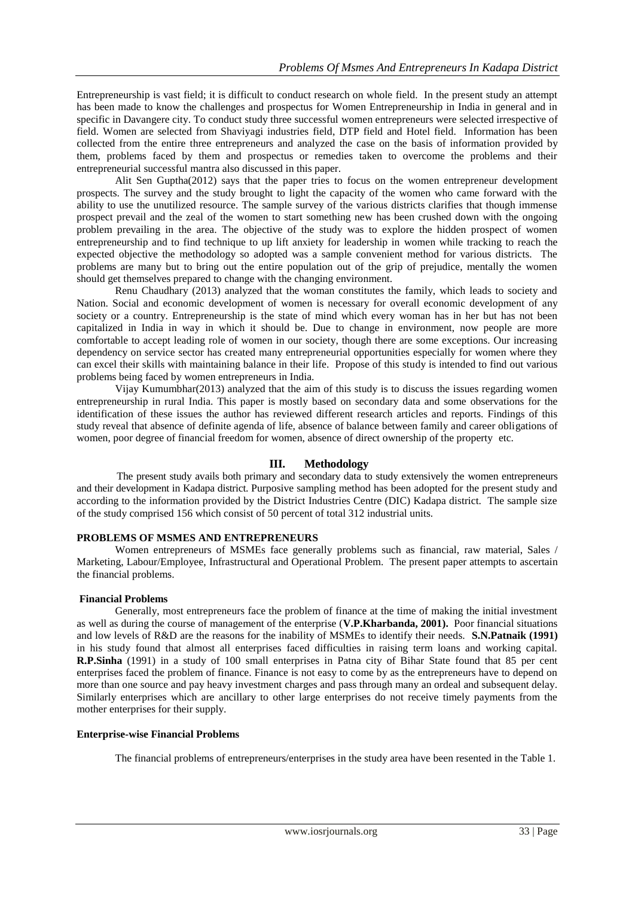Entrepreneurship is vast field; it is difficult to conduct research on whole field. In the present study an attempt has been made to know the challenges and prospectus for Women Entrepreneurship in India in general and in specific in Davangere city. To conduct study three successful women entrepreneurs were selected irrespective of field. Women are selected from Shaviyagi industries field, DTP field and Hotel field. Information has been collected from the entire three entrepreneurs and analyzed the case on the basis of information provided by them, problems faced by them and prospectus or remedies taken to overcome the problems and their entrepreneurial successful mantra also discussed in this paper.

Alit Sen Guptha(2012) says that the paper tries to focus on the women entrepreneur development prospects. The survey and the study brought to light the capacity of the women who came forward with the ability to use the unutilized resource. The sample survey of the various districts clarifies that though immense prospect prevail and the zeal of the women to start something new has been crushed down with the ongoing problem prevailing in the area. The objective of the study was to explore the hidden prospect of women entrepreneurship and to find technique to up lift anxiety for leadership in women while tracking to reach the expected objective the methodology so adopted was a sample convenient method for various districts. The problems are many but to bring out the entire population out of the grip of prejudice, mentally the women should get themselves prepared to change with the changing environment.

Renu Chaudhary (2013) analyzed that the woman constitutes the family, which leads to society and Nation. Social and economic development of women is necessary for overall economic development of any society or a country. Entrepreneurship is the state of mind which every woman has in her but has not been capitalized in India in way in which it should be. Due to change in environment, now people are more comfortable to accept leading role of women in our society, though there are some exceptions. Our increasing dependency on service sector has created many entrepreneurial opportunities especially for women where they can excel their skills with maintaining balance in their life. Propose of this study is intended to find out various problems being faced by women entrepreneurs in India.

Vijay Kumumbhar(2013) analyzed that the aim of this study is to discuss the issues regarding women entrepreneurship in rural India. This paper is mostly based on secondary data and some observations for the identification of these issues the author has reviewed different research articles and reports. Findings of this study reveal that absence of definite agenda of life, absence of balance between family and career obligations of women, poor degree of financial freedom for women, absence of direct ownership of the property etc.

## III. Methodology

The present study avails both primary and secondary data to study extensively the women entrepreneurs and their development in Kadapa district. Purposive sampling method has been adopted for the present study and according to the information provided by the District Industries Centre (DIC) Kadapa district. The sample size of the study comprised 156 which consist of 50 percent of total 312 industrial units.

### PROBLEMS OF MSMES AND ENTREPRENEURS

Women entrepreneurs of MSMEs face generally problems such as financial, raw material, Sales / Marketing, Labour/Employee, Infrastructural and Operational Problem. The present paper attempts to ascertain the financial problems.

### Financial Problems

Generally, most entrepreneurs face the problem of finance at the time of making the initial investment as well as during the course of management of the enterprise (**V.P.Kharbanda, 2001).** Poor financial situations and low levels of R&D are the reasons for the inability of MSMEs to identify their needs. **S.N.Patnaik (1991)** in his study found that almost all enterprises faced difficulties in raising term loans and working capital. **R.P.Sinha** (1991) in a study of 100 small enterprises in Patna city of Bihar State found that 85 per cent enterprises faced the problem of finance. Finance is not easy to come by as the entrepreneurs have to depend on more than one source and pay heavy investment charges and pass through many an ordeal and subsequent delay. Similarly enterprises which are ancillary to other large enterprises do not receive timely payments from the mother enterprises for their supply.

### Enterprise-wise Financial Problems

The financial problems of entrepreneurs/enterprises in the study area have been resented in the Table 1.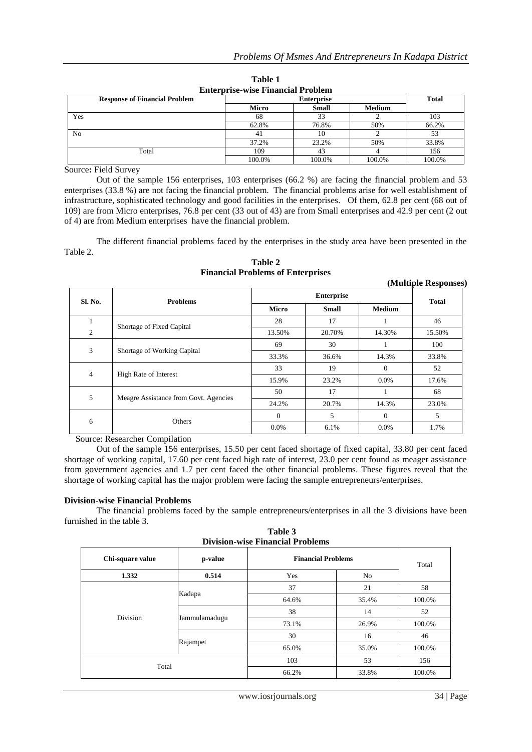**Table 1**
**Enterprise-wise Financial Problem**

| Response of Financial Problem | Enterprise | | | Total |
|---|---|---|---|---|
| | Micro | Small | Medium | |
| Yes | 68 | 33 | 2 | 103 |
| | 62.8% | 76.8% | 50% | 66.2% |
| No | 41 | 10 | 2 | 53 |
| | 37.2% | 23.2% | 50% | 33.8% |
| Total | 109 | 43 | 4 | 156 |
| | 100.0% | 100.0% | 100.0% | 100.0% |

Source**:** Field Survey

Out of the sample 156 enterprises, 103 enterprises (66.2 %) are facing the financial problem and 53 enterprises (33.8 %) are not facing the financial problem. The financial problems arise for well establishment of infrastructure, sophisticated technology and good facilities in the enterprises. Of them, 62.8 per cent (68 out of 109) are from Micro enterprises, 76.8 per cent (33 out of 43) are from Small enterprises and 42.9 per cent (2 out of 4) are from Medium enterprises have the financial problem.

The different financial problems faced by the enterprises in the study area have been presented in the Table 2.

**Table 2**
**Financial Problems of Enterprises**

**(Multiple Responses)**

| Sl. No. | Problems | Enterprise | | | Total |
|---|---|---|---|---|---|
| | | Micro | Small | Medium | |
| 1 | Shortage of Fixed Capital | 28 | 17 | 1 | 46 |
| 2 | | 13.50% | 20.70% | 14.30% | 15.50% |
| 3 | Shortage of Working Capital | 69 | 30 | 1 | 100 |
| | | 33.3% | 36.6% | 14.3% | 33.8% |
| 4 | High Rate of Interest | 33 | 19 | 0 | 52 |
| | | 15.9% | 23.2% | 0.0% | 17.6% |
| 5 | Meagre Assistance from Govt. Agencies | 50 | 17 | 1 | 68 |
| | | 24.2% | 20.7% | 14.3% | 23.0% |
| 6 | Others | 0 | 5 | 0 | 5 |
| | | 0.0% | 6.1% | 0.0% | 1.7% |

Source: Researcher Compilation

Out of the sample 156 enterprises, 15.50 per cent faced shortage of fixed capital, 33.80 per cent faced shortage of working capital, 17.60 per cent faced high rate of interest, 23.0 per cent found as meager assistance from government agencies and 1.7 per cent faced the other financial problems. These figures reveal that the shortage of working capital has the major problem were facing the sample entrepreneurs/enterprises.

**Division-wise Financial Problems**

The financial problems faced by the sample entrepreneurs/enterprises in all the 3 divisions have been furnished in the table 3.

**Table 3**
**Division-wise Financial Problems**

| Chi-square value | p-value | Financial Problems | | Total |
|---|---|---|---|---|
| **1.332** | **0.514** | Yes | No | |
| Division | Kadapa | 37 | 21 | 58 |
| | | 64.6% | 35.4% | 100.0% |
| | Jammulamadugu | 38 | 14 | 52 |
| | | 73.1% | 26.9% | 100.0% |
| | Rajampet | 30 | 16 | 46 |
| | | 65.0% | 35.0% | 100.0% |
| Total | | 103 | 53 | 156 |
| | | 66.2% | 33.8% | 100.0% |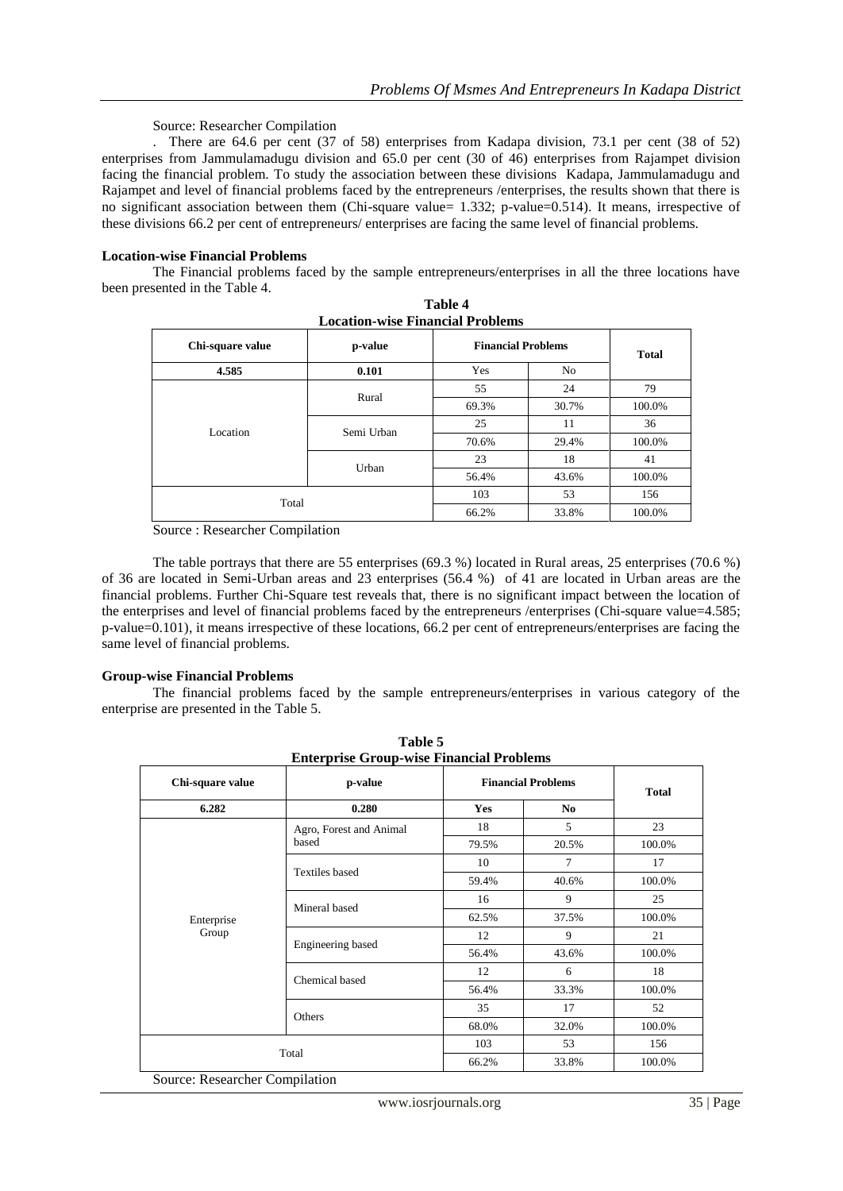Source: Researcher Compilation

. There are 64.6 per cent (37 of 58) enterprises from Kadapa division, 73.1 per cent (38 of 52) enterprises from Jammulamadugu division and 65.0 per cent (30 of 46) enterprises from Rajampet division facing the financial problem. To study the association between these divisions Kadapa, Jammulamadugu and Rajampet and level of financial problems faced by the entrepreneurs /enterprises, the results shown that there is no significant association between them (Chi-square value= 1.332; p-value=0.514). It means, irrespective of these divisions 66.2 per cent of entrepreneurs/ enterprises are facing the same level of financial problems.

**Location-wise Financial Problems**

The Financial problems faced by the sample entrepreneurs/enterprises in all the three locations have been presented in the Table 4.

**Table 4**
**Location-wise Financial Problems**

| Chi-square value | p-value | Financial Problems | | Total |
|---|---|---|---|---|
| **4.585** | **0.101** | Yes | No | |
| Location | Rural | 55 | 24 | 79 |
| | | 69.3% | 30.7% | 100.0% |
| | Semi Urban | 25 | 11 | 36 |
| | | 70.6% | 29.4% | 100.0% |
| | Urban | 23 | 18 | 41 |
| | | 56.4% | 43.6% | 100.0% |
| Total | | 103 | 53 | 156 |
| | | 66.2% | 33.8% | 100.0% |

Source : Researcher Compilation

The table portrays that there are 55 enterprises (69.3 %) located in Rural areas, 25 enterprises (70.6 %) of 36 are located in Semi-Urban areas and 23 enterprises (56.4 %) of 41 are located in Urban areas are the financial problems. Further Chi-Square test reveals that, there is no significant impact between the location of the enterprises and level of financial problems faced by the entrepreneurs /enterprises (Chi-square value=4.585; p-value=0.101), it means irrespective of these locations, 66.2 per cent of entrepreneurs/enterprises are facing the same level of financial problems.

**Group-wise Financial Problems**

The financial problems faced by the sample entrepreneurs/enterprises in various category of the enterprise are presented in the Table 5.

**Table 5**
**Enterprise Group-wise Financial Problems**

| Chi-square value | p-value | Financial Problems | | Total |
|---|---|---|---|---|
| **6.282** | **0.280** | **Yes** | **No** | |
| Enterprise Group | Agro, Forest and Animal based | 18 | 5 | 23 |
| | | 79.5% | 20.5% | 100.0% |
| | Textiles based | 10 | 7 | 17 |
| | | 59.4% | 40.6% | 100.0% |
| | Mineral based | 16 | 9 | 25 |
| | | 62.5% | 37.5% | 100.0% |
| | Engineering based | 12 | 9 | 21 |
| | | 56.4% | 43.6% | 100.0% |
| | Chemical based | 12 | 6 | 18 |
| | | 56.4% | 33.3% | 100.0% |
| | Others | 35 | 17 | 52 |
| | | 68.0% | 32.0% | 100.0% |
| Total | | 103 | 53 | 156 |
| | | 66.2% | 33.8% | 100.0% |

Source: Researcher Compilation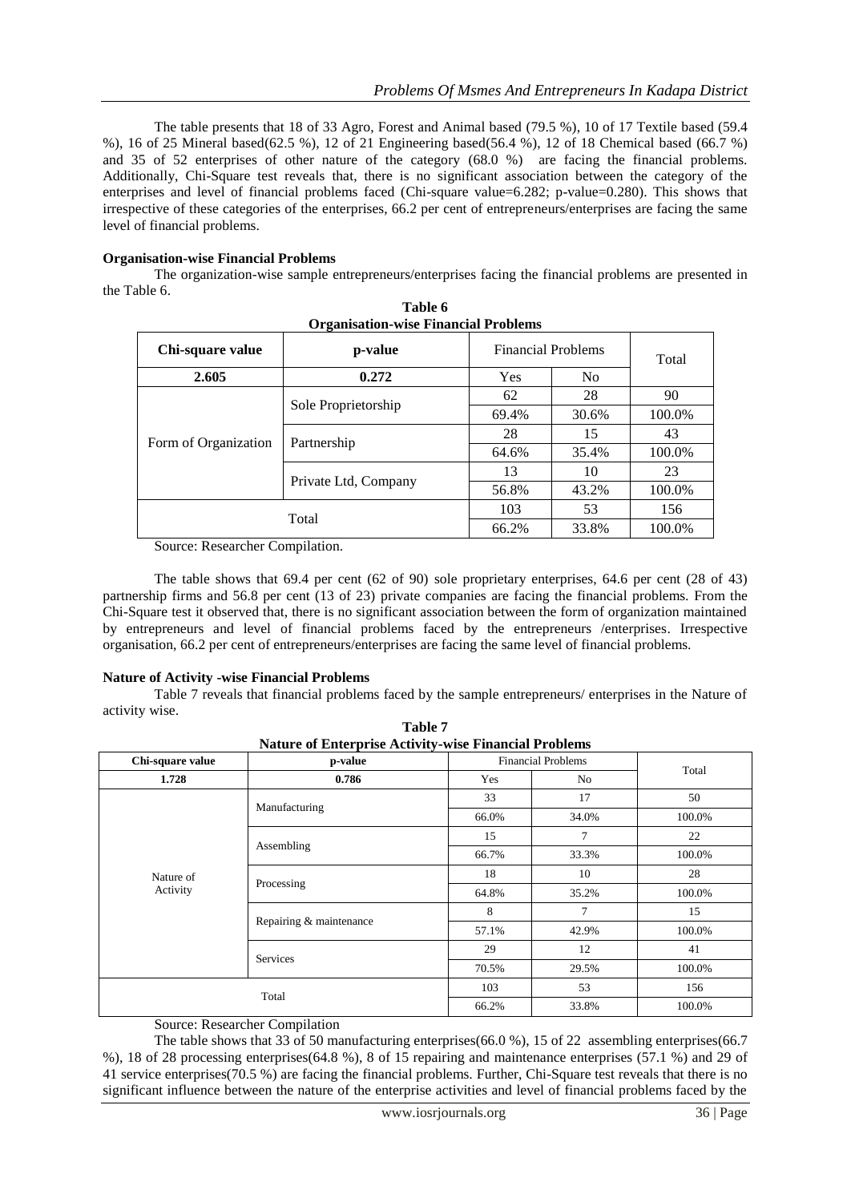The table presents that 18 of 33 Agro, Forest and Animal based (79.5 %), 10 of 17 Textile based (59.4 %), 16 of 25 Mineral based(62.5 %), 12 of 21 Engineering based(56.4 %), 12 of 18 Chemical based (66.7 %) and 35 of 52 enterprises of other nature of the category (68.0 %) are facing the financial problems. Additionally, Chi-Square test reveals that, there is no significant association between the category of the enterprises and level of financial problems faced (Chi-square value=6.282; p-value=0.280). This shows that irrespective of these categories of the enterprises, 66.2 per cent of entrepreneurs/enterprises are facing the same level of financial problems.

**Organisation-wise Financial Problems**

The organization-wise sample entrepreneurs/enterprises facing the financial problems are presented in the Table 6.

**Table 6**
**Organisation-wise Financial Problems**

| Chi-square value | p-value | Financial Problems | | Total |
|---|---|---|---|---|
| **2.605** | **0.272** | Yes | No | |
| Form of Organization | Sole Proprietorship | 62 | 28 | 90 |
| | | 69.4% | 30.6% | 100.0% |
| | Partnership | 28 | 15 | 43 |
| | | 64.6% | 35.4% | 100.0% |
| | Private Ltd, Company | 13 | 10 | 23 |
| | | 56.8% | 43.2% | 100.0% |
| Total | | 103 | 53 | 156 |
| | | 66.2% | 33.8% | 100.0% |

Source: Researcher Compilation.

The table shows that 69.4 per cent (62 of 90) sole proprietary enterprises, 64.6 per cent (28 of 43) partnership firms and 56.8 per cent (13 of 23) private companies are facing the financial problems. From the Chi-Square test it observed that, there is no significant association between the form of organization maintained by entrepreneurs and level of financial problems faced by the entrepreneurs /enterprises. Irrespective organisation, 66.2 per cent of entrepreneurs/enterprises are facing the same level of financial problems.

**Nature of Activity -wise Financial Problems**

Table 7 reveals that financial problems faced by the sample entrepreneurs/ enterprises in the Nature of activity wise.

**Table 7**
**Nature of Enterprise Activity-wise Financial Problems**

| Chi-square value | p-value | Financial Problems | | Total |
|---|---|---|---|---|
| **1.728** | **0.786** | Yes | No | |
| Nature of Activity | Manufacturing | 33 | 17 | 50 |
| | | 66.0% | 34.0% | 100.0% |
| | Assembling | 15 | 7 | 22 |
| | | 66.7% | 33.3% | 100.0% |
| | Processing | 18 | 10 | 28 |
| | | 64.8% | 35.2% | 100.0% |
| | Repairing & maintenance | 8 | 7 | 15 |
| | | 57.1% | 42.9% | 100.0% |
| | Services | 29 | 12 | 41 |
| | | 70.5% | 29.5% | 100.0% |
| Total | | 103 | 53 | 156 |
| | | 66.2% | 33.8% | 100.0% |

Source: Researcher Compilation

The table shows that 33 of 50 manufacturing enterprises(66.0 %), 15 of 22 assembling enterprises(66.7 %), 18 of 28 processing enterprises(64.8 %), 8 of 15 repairing and maintenance enterprises (57.1 %) and 29 of 41 service enterprises(70.5 %) are facing the financial problems. Further, Chi-Square test reveals that there is no significant influence between the nature of the enterprise activities and level of financial problems faced by the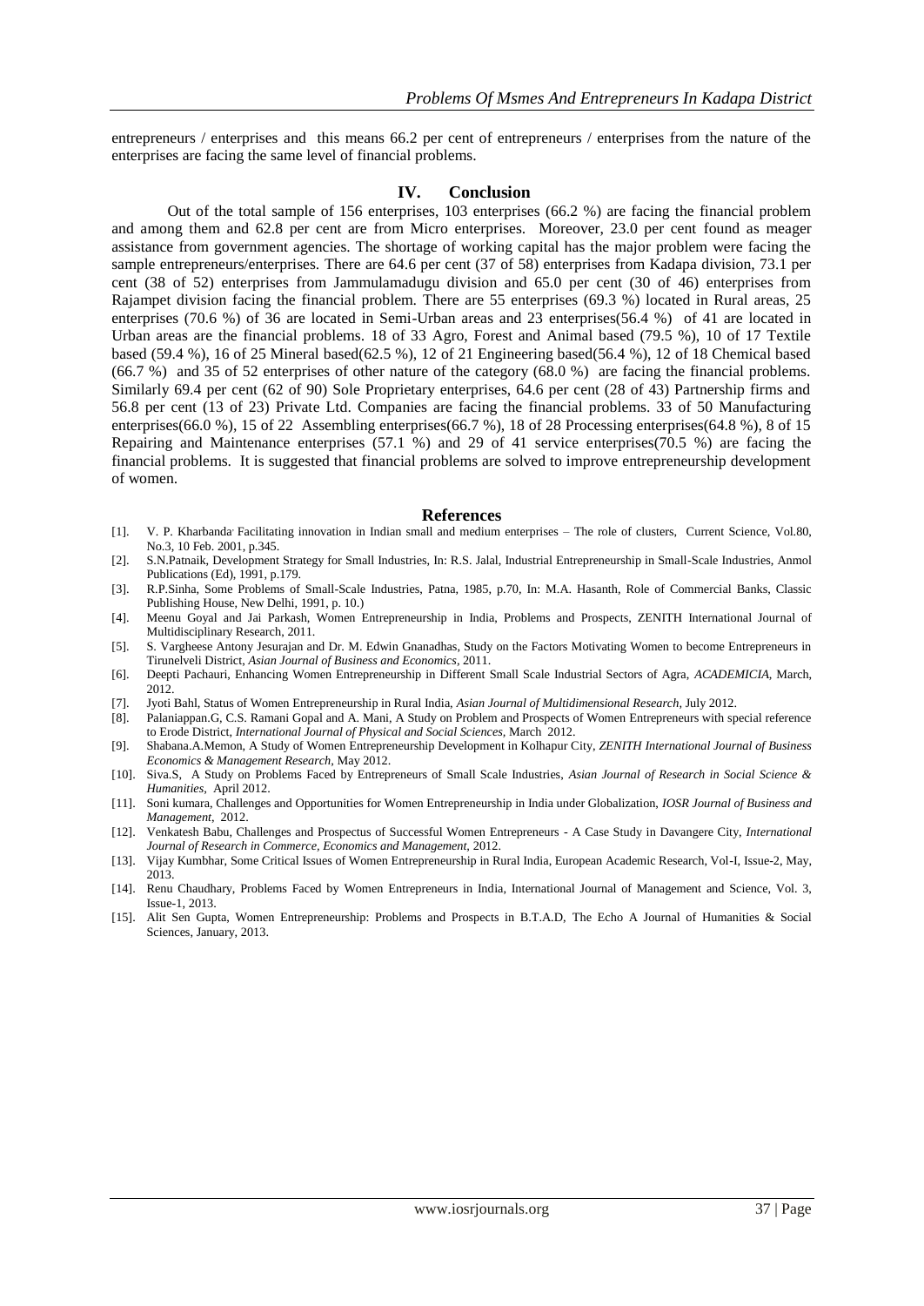entrepreneurs / enterprises and this means 66.2 per cent of entrepreneurs / enterprises from the nature of the enterprises are facing the same level of financial problems.

## IV. Conclusion

Out of the total sample of 156 enterprises, 103 enterprises (66.2 %) are facing the financial problem and among them and 62.8 per cent are from Micro enterprises. Moreover, 23.0 per cent found as meager assistance from government agencies. The shortage of working capital has the major problem were facing the sample entrepreneurs/enterprises. There are 64.6 per cent (37 of 58) enterprises from Kadapa division, 73.1 per cent (38 of 52) enterprises from Jammulamadugu division and 65.0 per cent (30 of 46) enterprises from Rajampet division facing the financial problem. There are 55 enterprises (69.3 %) located in Rural areas, 25 enterprises (70.6 %) of 36 are located in Semi-Urban areas and 23 enterprises(56.4 %) of 41 are located in Urban areas are the financial problems. 18 of 33 Agro, Forest and Animal based (79.5 %), 10 of 17 Textile based (59.4 %), 16 of 25 Mineral based(62.5 %), 12 of 21 Engineering based(56.4 %), 12 of 18 Chemical based (66.7 %) and 35 of 52 enterprises of other nature of the category (68.0 %) are facing the financial problems. Similarly 69.4 per cent (62 of 90) Sole Proprietary enterprises, 64.6 per cent (28 of 43) Partnership firms and 56.8 per cent (13 of 23) Private Ltd. Companies are facing the financial problems. 33 of 50 Manufacturing enterprises(66.0 %), 15 of 22 Assembling enterprises(66.7 %), 18 of 28 Processing enterprises(64.8 %), 8 of 15 Repairing and Maintenance enterprises (57.1 %) and 29 of 41 service enterprises(70.5 %) are facing the financial problems. It is suggested that financial problems are solved to improve entrepreneurship development of women.

## References

[1]. V. P. Kharbanda, Facilitating innovation in Indian small and medium enterprises – The role of clusters, Current Science, Vol.80, No.3, 10 Feb. 2001, p.345.

[2]. S.N.Patnaik, Development Strategy for Small Industries, In: R.S. Jalal, Industrial Entrepreneurship in Small-Scale Industries, Anmol Publications (Ed), 1991, p.179.

[3]. R.P.Sinha, Some Problems of Small-Scale Industries, Patna, 1985, p.70, In: M.A. Hasanth, Role of Commercial Banks, Classic Publishing House, New Delhi, 1991, p. 10.)

[4]. Meenu Goyal and Jai Parkash, Women Entrepreneurship in India, Problems and Prospects, ZENITH International Journal of Multidisciplinary Research, 2011.

[5]. S. Vargheese Antony Jesurajan and Dr. M. Edwin Gnanadhas, Study on the Factors Motivating Women to become Entrepreneurs in Tirunelveli District, *Asian Journal of Business and Economics,* 2011.

[6]. Deepti Pachauri, Enhancing Women Entrepreneurship in Different Small Scale Industrial Sectors of Agra, *ACADEMICIA,* March, 2012.

[7]. Jyoti Bahl, Status of Women Entrepreneurship in Rural India, *Asian Journal of Multidimensional Research,* July 2012.

[8]. Palaniappan.G, C.S. Ramani Gopal and A. Mani, A Study on Problem and Prospects of Women Entrepreneurs with special reference to Erode District, *International Journal of Physical and Social Sciences,* March 2012.

[9]. Shabana.A.Memon, A Study of Women Entrepreneurship Development in Kolhapur City, *ZENITH International Journal of Business Economics & Management Research,* May 2012.

[10]. Siva.S, A Study on Problems Faced by Entrepreneurs of Small Scale Industries, *Asian Journal of Research in Social Science & Humanities,* April 2012.

[11]. Soni kumara, Challenges and Opportunities for Women Entrepreneurship in India under Globalization, *IOSR Journal of Business and Management,* 2012.

[12]. Venkatesh Babu, Challenges and Prospectus of Successful Women Entrepreneurs - A Case Study in Davangere City, *International Journal of Research in Commerce, Economics and Management,* 2012.

[13]. Vijay Kumbhar, Some Critical Issues of Women Entrepreneurship in Rural India, European Academic Research, Vol-I, Issue-2, May, 2013.

[14]. Renu Chaudhary, Problems Faced by Women Entrepreneurs in India, International Journal of Management and Science, Vol. 3, Issue-1, 2013.

[15]. Alit Sen Gupta, Women Entrepreneurship: Problems and Prospects in B.T.A.D, The Echo A Journal of Humanities & Social Sciences, January, 2013.